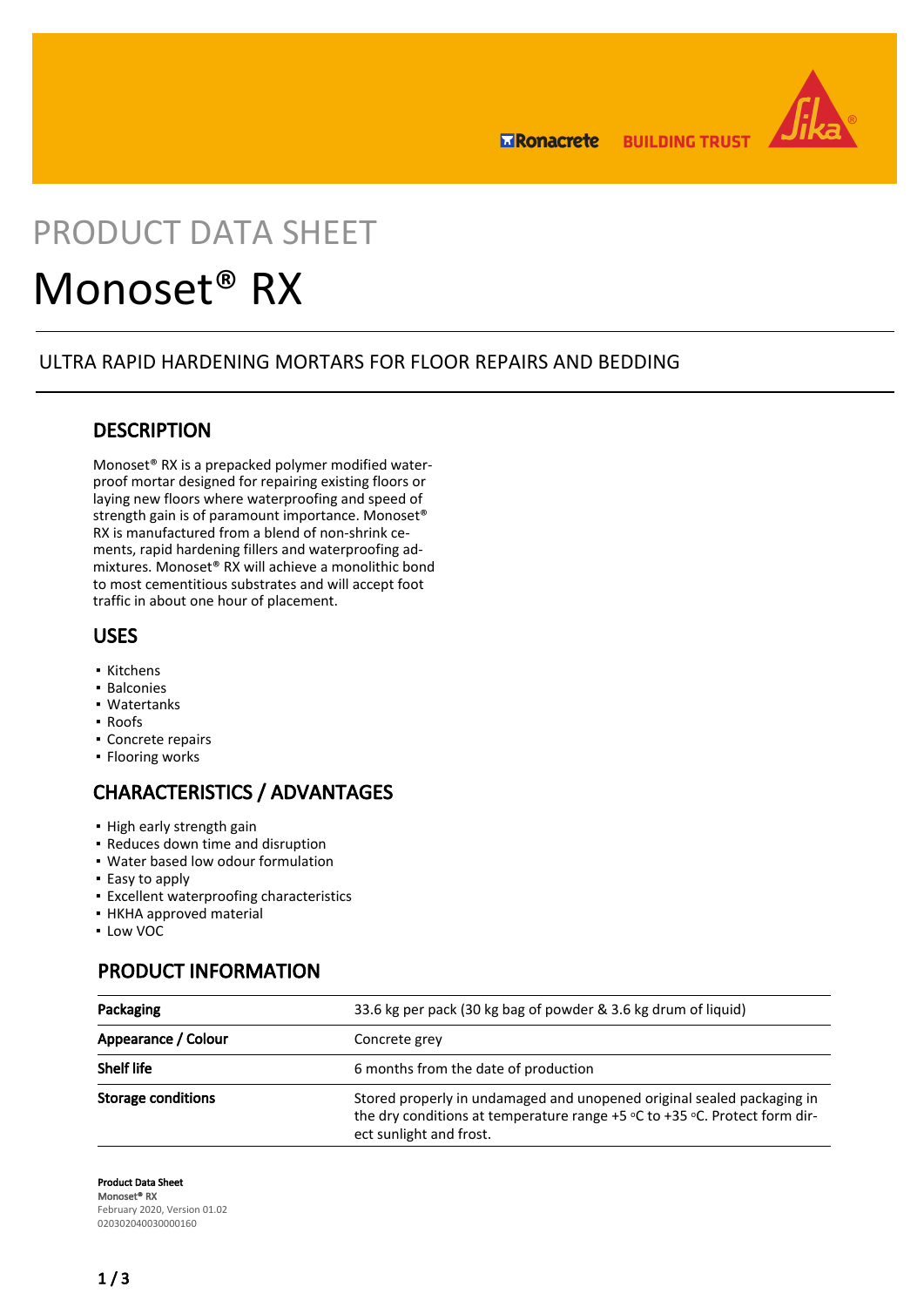# PRODUCT DATA SHEET

# Monoset® RX

ULTRA RAPID HARDENING MORTARS FOR FLOOR REPAIRS AND BEDDING

## DESCRIPTION

Monoset® RX is a prepacked polymer modified waterproof mortar designed for repairing existing floors or laying new floors where waterproofing and speed of strength gain is of paramount importance. Monoset® RX is manufactured from a blend of non-shrink cements, rapid hardening fillers and waterproofing admixtures. Monoset® RX will achieve a monolithic bond to most cementitious substrates and will accept foot traffic in about one hour of placement.

## USES

- Kitchens
- Balconies
- Watertanks
- Roofs
- Concrete repairs
- Flooring works

## CHARACTERISTICS / ADVANTAGES

- High early strength gain
- Reduces down time and disruption
- Water based low odour formulation
- Easy to apply
- Excellent waterproofing characteristics
- HKHA approved material
- Low VOC

## PRODUCT INFORMATION

| | |
|---|---|
| **Packaging** | 33.6 kg per pack (30 kg bag of powder & 3.6 kg drum of liquid) |
| **Appearance / Colour** | Concrete grey |
| **Shelf life** | 6 months from the date of production |
| **Storage conditions** | Stored properly in undamaged and unopened original sealed packaging in the dry conditions at temperature range +5 °C to +35 °C. Protect form direct sunlight and frost. |

**Product Data Sheet**
**Monoset® RX**
February 2020, Version 01.02
020302040030000160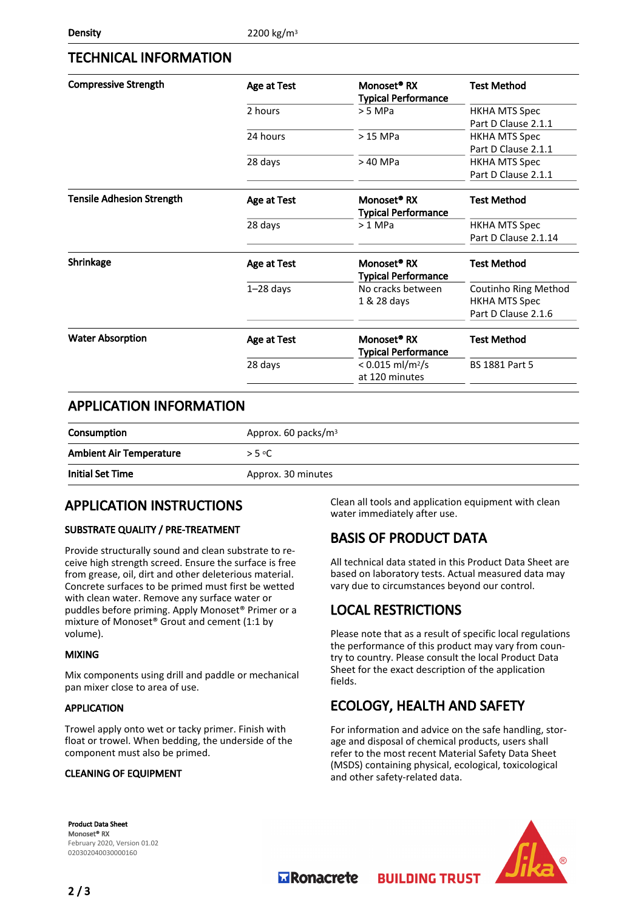| Density | 2200 kg/m³ |
|---|---|

## TECHNICAL INFORMATION

| | Age at Test | Monoset® RX Typical Performance | Test Method |
|---|---|---|---|
| **Compressive Strength** | 2 hours | > 5 MPa | HKHA MTS Spec Part D Clause 2.1.1 |
| | 24 hours | > 15 MPa | HKHA MTS Spec Part D Clause 2.1.1 |
| | 28 days | > 40 MPa | HKHA MTS Spec Part D Clause 2.1.1 |

| | Age at Test | Monoset® RX Typical Performance | Test Method |
|---|---|---|---|
| **Tensile Adhesion Strength** | 28 days | > 1 MPa | HKHA MTS Spec Part D Clause 2.1.14 |

| | Age at Test | Monoset® RX Typical Performance | Test Method |
|---|---|---|---|
| **Shrinkage** | 1–28 days | No cracks between 1 & 28 days | Coutinho Ring Method HKHA MTS Spec Part D Clause 2.1.6 |

| | Age at Test | Monoset® RX Typical Performance | Test Method |
|---|---|---|---|
| **Water Absorption** | 28 days | < 0.015 ml/m²/s at 120 minutes | BS 1881 Part 5 |

## APPLICATION INFORMATION

| Consumption | Approx. 60 packs/m³ |
|---|---|
| **Ambient Air Temperature** | > 5 °C |
| **Initial Set Time** | Approx. 30 minutes |

## APPLICATION INSTRUCTIONS

### SUBSTRATE QUALITY / PRE-TREATMENT

Provide structurally sound and clean substrate to receive high strength screed. Ensure the surface is free from grease, oil, dirt and other deleterious material. Concrete surfaces to be primed must first be wetted with clean water. Remove any surface water or puddles before priming. Apply Monoset® Primer or a mixture of Monoset® Grout and cement (1:1 by volume).

### MIXING

Mix components using drill and paddle or mechanical pan mixer close to area of use.

### APPLICATION

Trowel apply onto wet or tacky primer. Finish with float or trowel. When bedding, the underside of the component must also be primed.

### CLEANING OF EQUIPMENT

Clean all tools and application equipment with clean water immediately after use.

## BASIS OF PRODUCT DATA

All technical data stated in this Product Data Sheet are based on laboratory tests. Actual measured data may vary due to circumstances beyond our control.

## LOCAL RESTRICTIONS

Please note that as a result of specific local regulations the performance of this product may vary from country to country. Please consult the local Product Data Sheet for the exact description of the application fields.

## ECOLOGY, HEALTH AND SAFETY

For information and advice on the safe handling, storage and disposal of chemical products, users shall refer to the most recent Material Safety Data Sheet (MSDS) containing physical, ecological, toxicological and other safety-related data.

**Product Data Sheet**
**Monoset® RX**
February 2020, Version 01.02
020302040030000160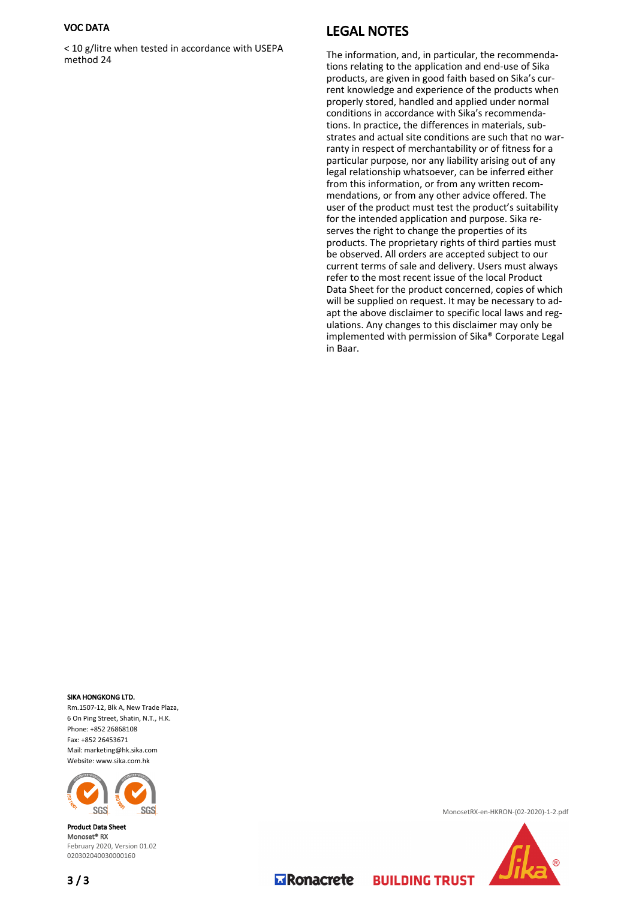### VOC DATA

< 10 g/litre when tested in accordance with USEPA method 24

## LEGAL NOTES

The information, and, in particular, the recommendations relating to the application and end-use of Sika products, are given in good faith based on Sika's current knowledge and experience of the products when properly stored, handled and applied under normal conditions in accordance with Sika's recommendations. In practice, the differences in materials, substrates and actual site conditions are such that no warranty in respect of merchantability or of fitness for a particular purpose, nor any liability arising out of any legal relationship whatsoever, can be inferred either from this information, or from any written recommendations, or from any other advice offered. The user of the product must test the product's suitability for the intended application and purpose. Sika reserves the right to change the properties of its products. The proprietary rights of third parties must be observed. All orders are accepted subject to our current terms of sale and delivery. Users must always refer to the most recent issue of the local Product Data Sheet for the product concerned, copies of which will be supplied on request. It may be necessary to adapt the above disclaimer to specific local laws and regulations. Any changes to this disclaimer may only be implemented with permission of Sika® Corporate Legal in Baar.

**SIKA HONGKONG LTD.**
Rm.1507-12, Blk A, New Trade Plaza,
6 On Ping Street, Shatin, N.T., H.K.
Phone: +852 26868108
Fax: +852 26453671
Mail: marketing@hk.sika.com
Website: www.sika.com.hk

**Product Data Sheet**
**Monoset® RX**
February 2020, Version 01.02
020302040030000160

MonosetRX-en-HKRON-(02-2020)-1-2.pdf

Ronacrete BUILDING TRUST